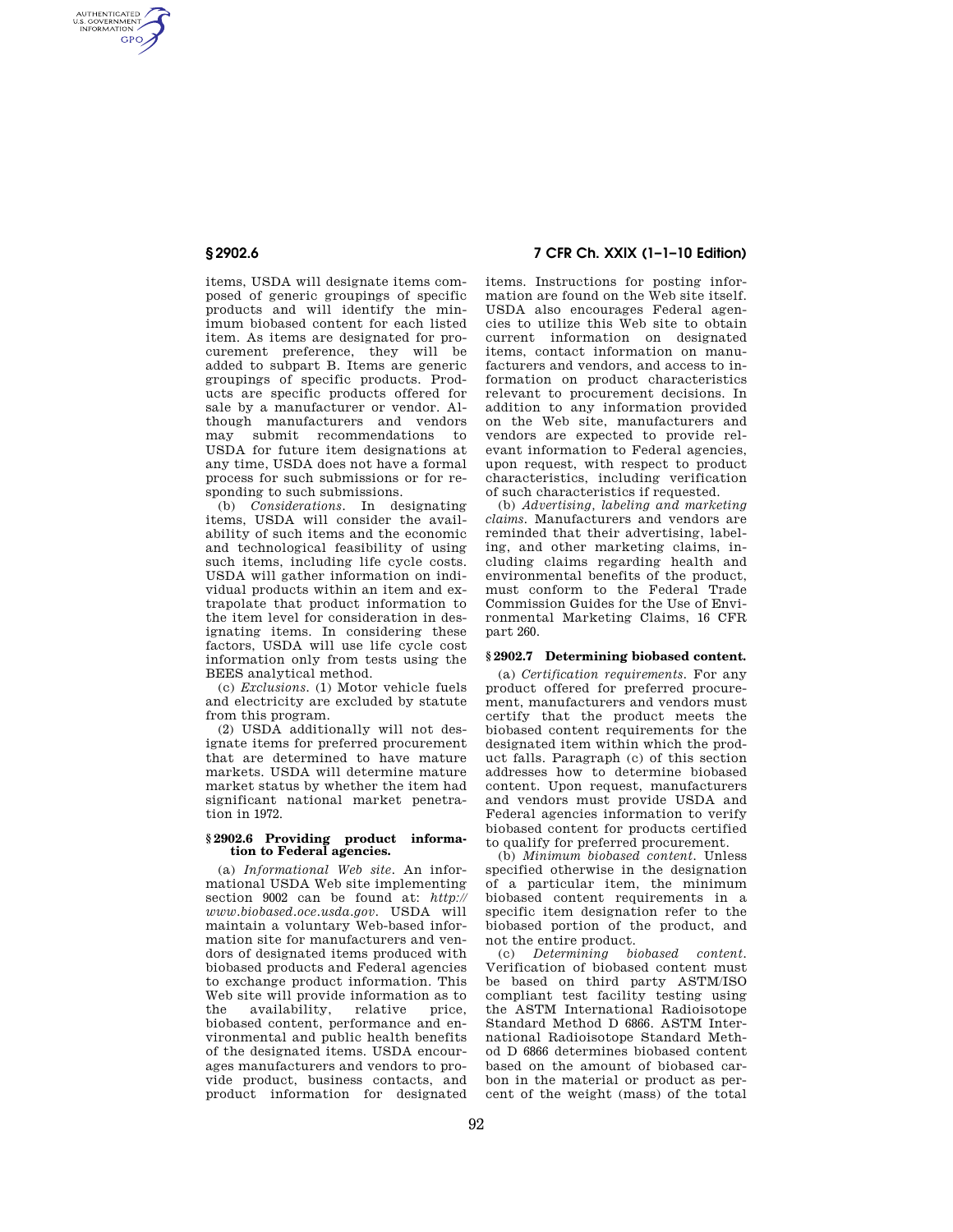items, USDA will designate items composed of generic groupings of specific products and will identify the minimum biobased content for each listed item. As items are designated for procurement preference, they will be added to subpart B. Items are generic groupings of specific products. Products are specific products offered for sale by a manufacturer or vendor. Although manufacturers and vendors may submit recommendations to USDA for future item designations at any time, USDA does not have a formal process for such submissions or for responding to such submissions.

(b) *Considerations.* In designating items, USDA will consider the availability of such items and the economic and technological feasibility of using such items, including life cycle costs. USDA will gather information on individual products within an item and extrapolate that product information to the item level for consideration in designating items. In considering these factors, USDA will use life cycle cost information only from tests using the BEES analytical method.

(c) *Exclusions.* (1) Motor vehicle fuels and electricity are excluded by statute from this program.

(2) USDA additionally will not designate items for preferred procurement that are determined to have mature markets. USDA will determine mature market status by whether the item had significant national market penetration in 1972.

### § 2902.6 Providing product information to Federal agencies.

(a) *Informational Web site.* An informational USDA Web site implementing section 9002 can be found at: *http://www.biobased.oce.usda.gov*. USDA will maintain a voluntary Web-based information site for manufacturers and vendors of designated items produced with biobased products and Federal agencies to exchange product information. This Web site will provide information as to the availability, relative price, biobased content, performance and environmental and public health benefits of the designated items. USDA encourages manufacturers and vendors to provide product, business contacts, and product information for designated items. Instructions for posting information are found on the Web site itself. USDA also encourages Federal agencies to utilize this Web site to obtain current information on designated items, contact information on manufacturers and vendors, and access to information on product characteristics relevant to procurement decisions. In addition to any information provided on the Web site, manufacturers and vendors are expected to provide relevant information to Federal agencies, upon request, with respect to product characteristics, including verification of such characteristics if requested.

(b) *Advertising, labeling and marketing claims.* Manufacturers and vendors are reminded that their advertising, labeling, and other marketing claims, including claims regarding health and environmental benefits of the product, must conform to the Federal Trade Commission Guides for the Use of Environmental Marketing Claims, 16 CFR part 260.

### § 2902.7 Determining biobased content.

(a) *Certification requirements.* For any product offered for preferred procurement, manufacturers and vendors must certify that the product meets the biobased content requirements for the designated item within which the product falls. Paragraph (c) of this section addresses how to determine biobased content. Upon request, manufacturers and vendors must provide USDA and Federal agencies information to verify biobased content for products certified to qualify for preferred procurement.

(b) *Minimum biobased content.* Unless specified otherwise in the designation of a particular item, the minimum biobased content requirements in a specific item designation refer to the biobased portion of the product, and not the entire product.

(c) *Determining biobased content.* Verification of biobased content must be based on third party ASTM/ISO compliant test facility testing using the ASTM International Radioisotope Standard Method D 6866. ASTM International Radioisotope Standard Method D 6866 determines biobased content based on the amount of biobased carbon in the material or product as percent of the weight (mass) of the total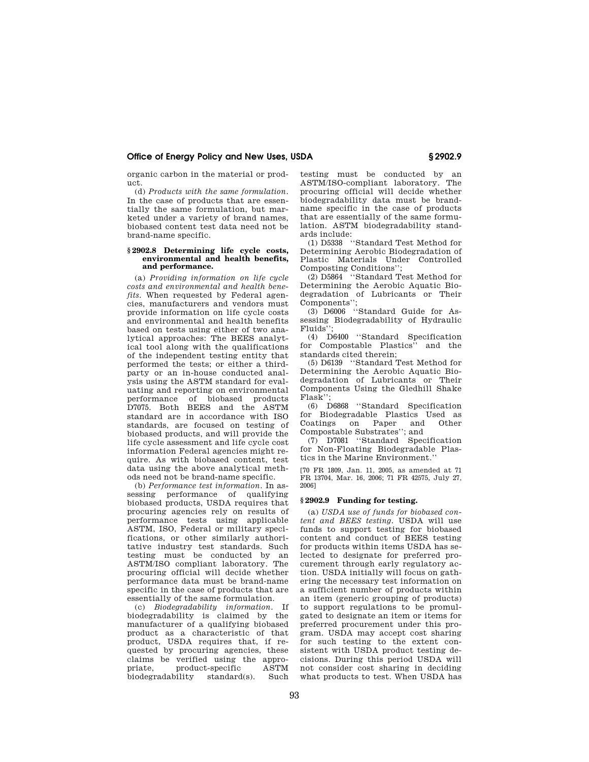organic carbon in the material or product.

(d) *Products with the same formulation.* In the case of products that are essentially the same formulation, but marketed under a variety of brand names, biobased content test data need not be brand-name specific.

### § 2902.8 Determining life cycle costs, environmental and health benefits, and performance.

(a) *Providing information on life cycle costs and environmental and health benefits.* When requested by Federal agencies, manufacturers and vendors must provide information on life cycle costs and environmental and health benefits based on tests using either of two analytical approaches: The BEES analytical tool along with the qualifications of the independent testing entity that performed the tests; or either a third-party or an in-house conducted analysis using the ASTM standard for evaluating and reporting on environmental performance of biobased products D7075. Both BEES and the ASTM standard are in accordance with ISO standards, are focused on testing of biobased products, and will provide the life cycle assessment and life cycle cost information Federal agencies might require. As with biobased content, test data using the above analytical methods need not be brand-name specific.

(b) *Performance test information.* In assessing performance of qualifying biobased products, USDA requires that procuring agencies rely on results of performance tests using applicable ASTM, ISO, Federal or military specifications, or other similarly authoritative industry test standards. Such testing must be conducted by an ASTM/ISO compliant laboratory. The procuring official will decide whether performance data must be brand-name specific in the case of products that are essentially of the same formulation.

(c) *Biodegradability information.* If biodegradability is claimed by the manufacturer of a qualifying biobased product as a characteristic of that product, USDA requires that, if requested by procuring agencies, these claims be verified using the appropriate, product-specific ASTM biodegradability standard(s). Such testing must be conducted by an ASTM/ISO-compliant laboratory. The procuring official will decide whether biodegradability data must be brand-name specific in the case of products that are essentially of the same formulation. ASTM biodegradability standards include:

(1) D5338 ''Standard Test Method for Determining Aerobic Biodegradation of Plastic Materials Under Controlled Composting Conditions'';

(2) D5864 ''Standard Test Method for Determining the Aerobic Aquatic Biodegradation of Lubricants or Their Components'';

(3) D6006 ''Standard Guide for Assessing Biodegradability of Hydraulic Fluids'';

(4) D6400 ''Standard Specification for Compostable Plastics'' and the standards cited therein;

(5) D6139 ''Standard Test Method for Determining the Aerobic Aquatic Biodegradation of Lubricants or Their Components Using the Gledhill Shake Flask'';

(6) D6868 ''Standard Specification for Biodegradable Plastics Used as Coatings on Paper and Other Compostable Substrates''; and

(7) D7081 ''Standard Specification for Non-Floating Biodegradable Plastics in the Marine Environment.''

[70 FR 1809, Jan. 11, 2005, as amended at 71 FR 13704, Mar. 16, 2006; 71 FR 42575, July 27, 2006]

### § 2902.9 Funding for testing.

(a) *USDA use of funds for biobased content and BEES testing.* USDA will use funds to support testing for biobased content and conduct of BEES testing for products within items USDA has selected to designate for preferred procurement through early regulatory action. USDA initially will focus on gathering the necessary test information on a sufficient number of products within an item (generic grouping of products) to support regulations to be promulgated to designate an item or items for preferred procurement under this program. USDA may accept cost sharing for such testing to the extent consistent with USDA product testing decisions. During this period USDA will not consider cost sharing in deciding what products to test. When USDA has